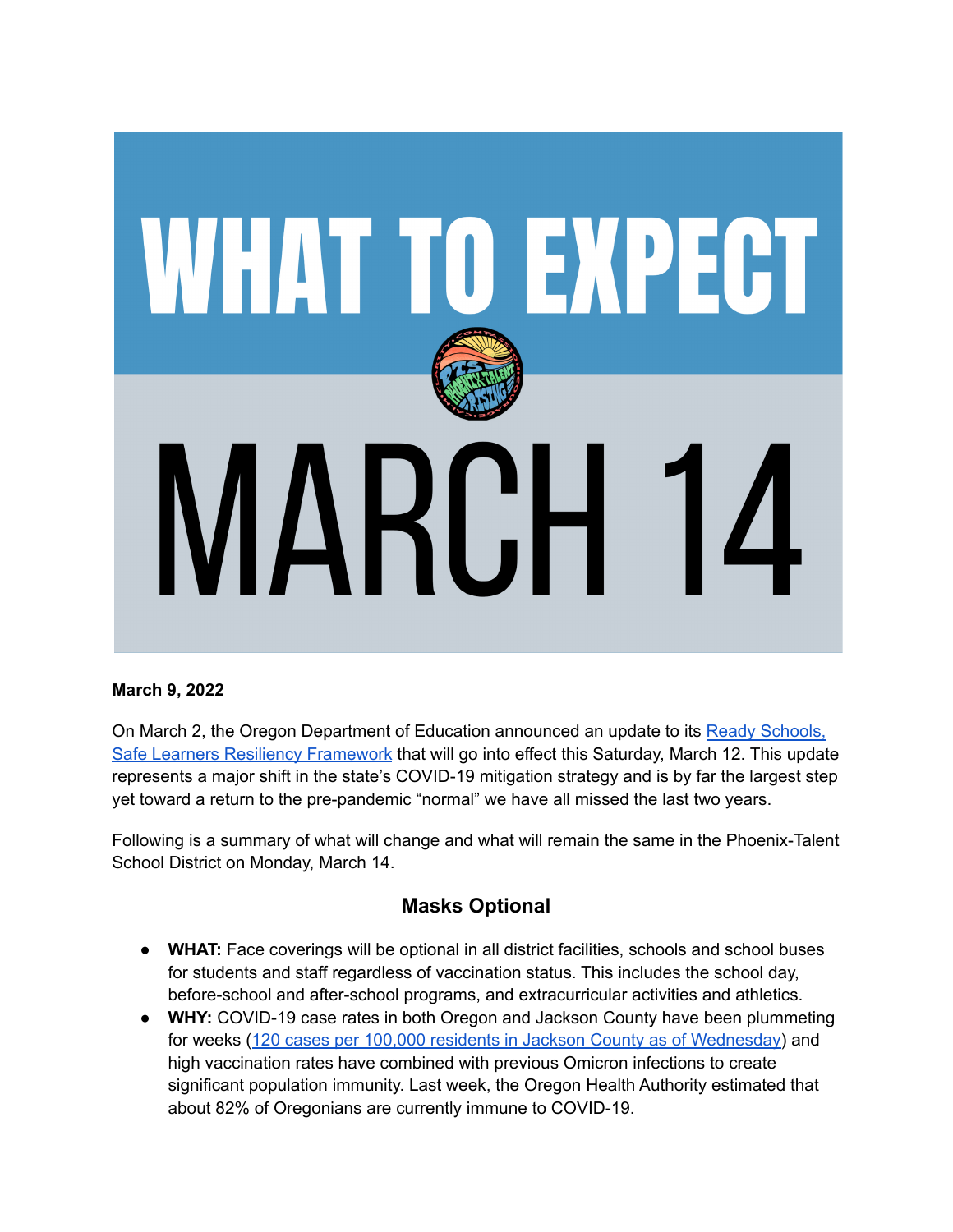# WHAT TO EXPECT

# MARCH 14

**March 9, 2022**

On March 2, the Oregon Department of Education announced an update to its [Ready Schools, Safe Learners Resiliency Framework]() that will go into effect this Saturday, March 12. This update represents a major shift in the state's COVID-19 mitigation strategy and is by far the largest step yet toward a return to the pre-pandemic "normal" we have all missed the last two years.

Following is a summary of what will change and what will remain the same in the Phoenix-Talent School District on Monday, March 14.

## Masks Optional

- **WHAT:** Face coverings will be optional in all district facilities, schools and school buses for students and staff regardless of vaccination status. This includes the school day, before-school and after-school programs, and extracurricular activities and athletics.
- **WHY:** COVID-19 case rates in both Oregon and Jackson County have been plummeting for weeks ([120 cases per 100,000 residents in Jackson County as of Wednesday]()) and high vaccination rates have combined with previous Omicron infections to create significant population immunity. Last week, the Oregon Health Authority estimated that about 82% of Oregonians are currently immune to COVID-19.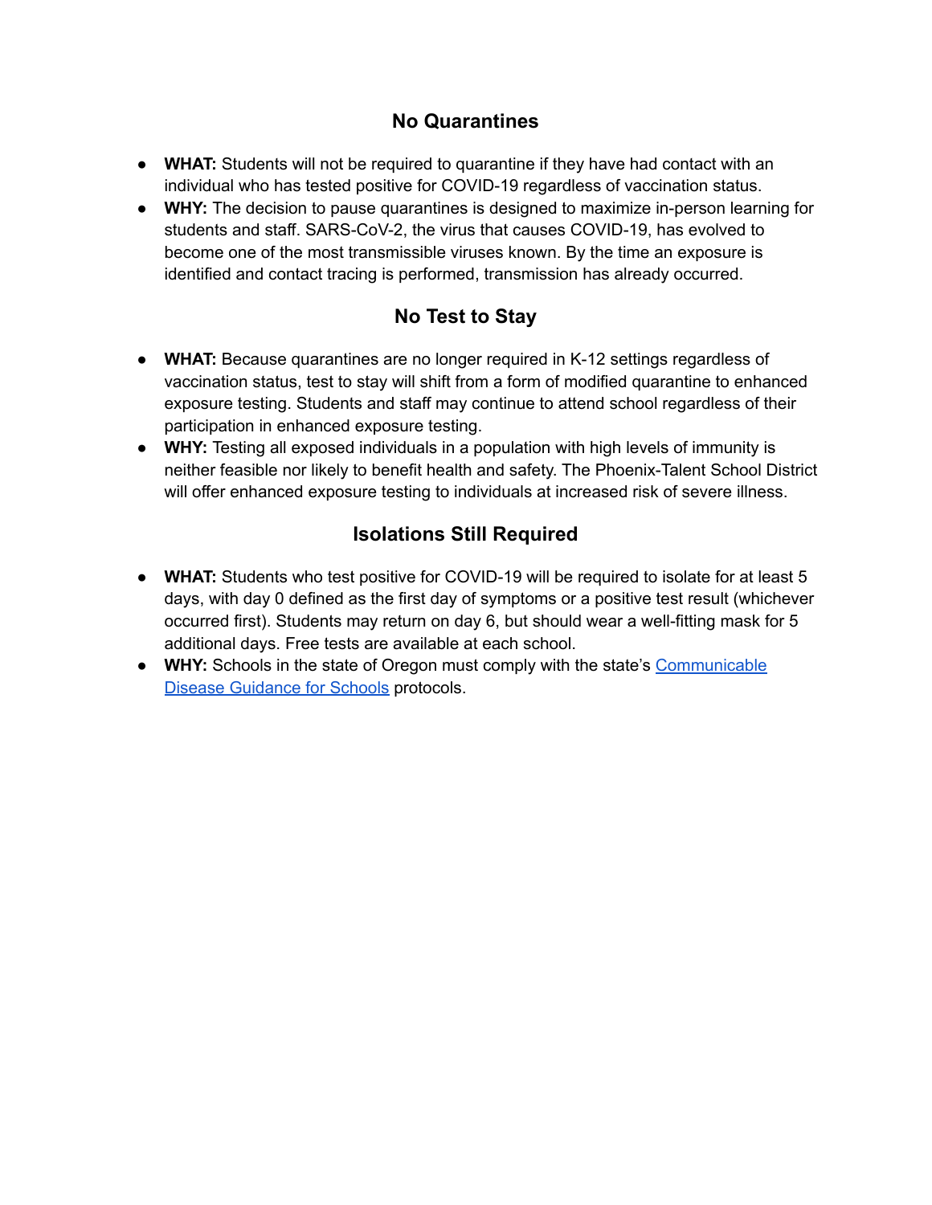## No Quarantines

- **WHAT:** Students will not be required to quarantine if they have had contact with an individual who has tested positive for COVID-19 regardless of vaccination status.
- **WHY:** The decision to pause quarantines is designed to maximize in-person learning for students and staff. SARS-CoV-2, the virus that causes COVID-19, has evolved to become one of the most transmissible viruses known. By the time an exposure is identified and contact tracing is performed, transmission has already occurred.

## No Test to Stay

- **WHAT:** Because quarantines are no longer required in K-12 settings regardless of vaccination status, test to stay will shift from a form of modified quarantine to enhanced exposure testing. Students and staff may continue to attend school regardless of their participation in enhanced exposure testing.
- **WHY:** Testing all exposed individuals in a population with high levels of immunity is neither feasible nor likely to benefit health and safety. The Phoenix-Talent School District will offer enhanced exposure testing to individuals at increased risk of severe illness.

## Isolations Still Required

- **WHAT:** Students who test positive for COVID-19 will be required to isolate for at least 5 days, with day 0 defined as the first day of symptoms or a positive test result (whichever occurred first). Students may return on day 6, but should wear a well-fitting mask for 5 additional days. Free tests are available at each school.
- **WHY:** Schools in the state of Oregon must comply with the state's Communicable Disease Guidance for Schools protocols.